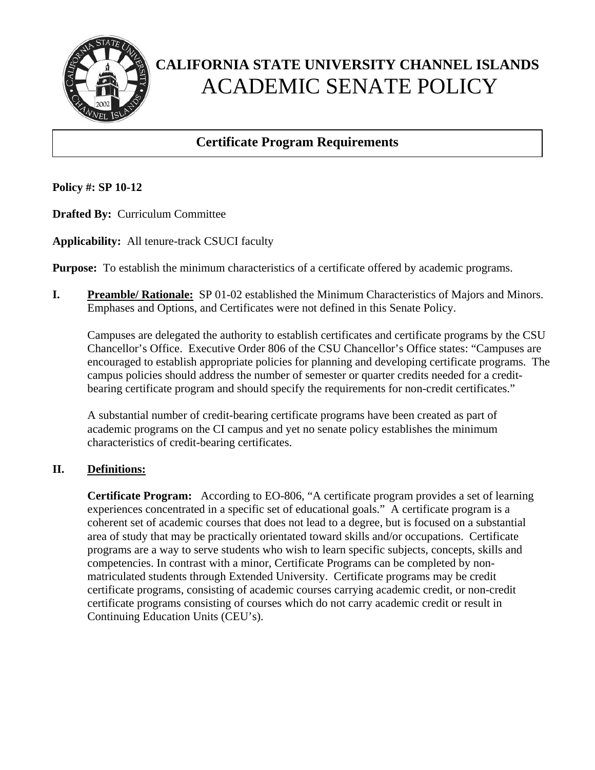# CALIFORNIA STATE UNIVERSITY CHANNEL ISLANDS
# ACADEMIC SENATE POLICY

## Certificate Program Requirements

**Policy #: SP 10-12**

**Drafted By:** Curriculum Committee

**Applicability:** All tenure-track CSUCI faculty

**Purpose:** To establish the minimum characteristics of a certificate offered by academic programs.

**I. Preamble/ Rationale:** SP 01-02 established the Minimum Characteristics of Majors and Minors. Emphases and Options, and Certificates were not defined in this Senate Policy.

Campuses are delegated the authority to establish certificates and certificate programs by the CSU Chancellor's Office. Executive Order 806 of the CSU Chancellor's Office states: "Campuses are encouraged to establish appropriate policies for planning and developing certificate programs. The campus policies should address the number of semester or quarter credits needed for a credit-bearing certificate program and should specify the requirements for non-credit certificates."

A substantial number of credit-bearing certificate programs have been created as part of academic programs on the CI campus and yet no senate policy establishes the minimum characteristics of credit-bearing certificates.

**II. Definitions:**

**Certificate Program:** According to EO-806, "A certificate program provides a set of learning experiences concentrated in a specific set of educational goals." A certificate program is a coherent set of academic courses that does not lead to a degree, but is focused on a substantial area of study that may be practically orientated toward skills and/or occupations. Certificate programs are a way to serve students who wish to learn specific subjects, concepts, skills and competencies. In contrast with a minor, Certificate Programs can be completed by non-matriculated students through Extended University. Certificate programs may be credit certificate programs, consisting of academic courses carrying academic credit, or non-credit certificate programs consisting of courses which do not carry academic credit or result in Continuing Education Units (CEU's).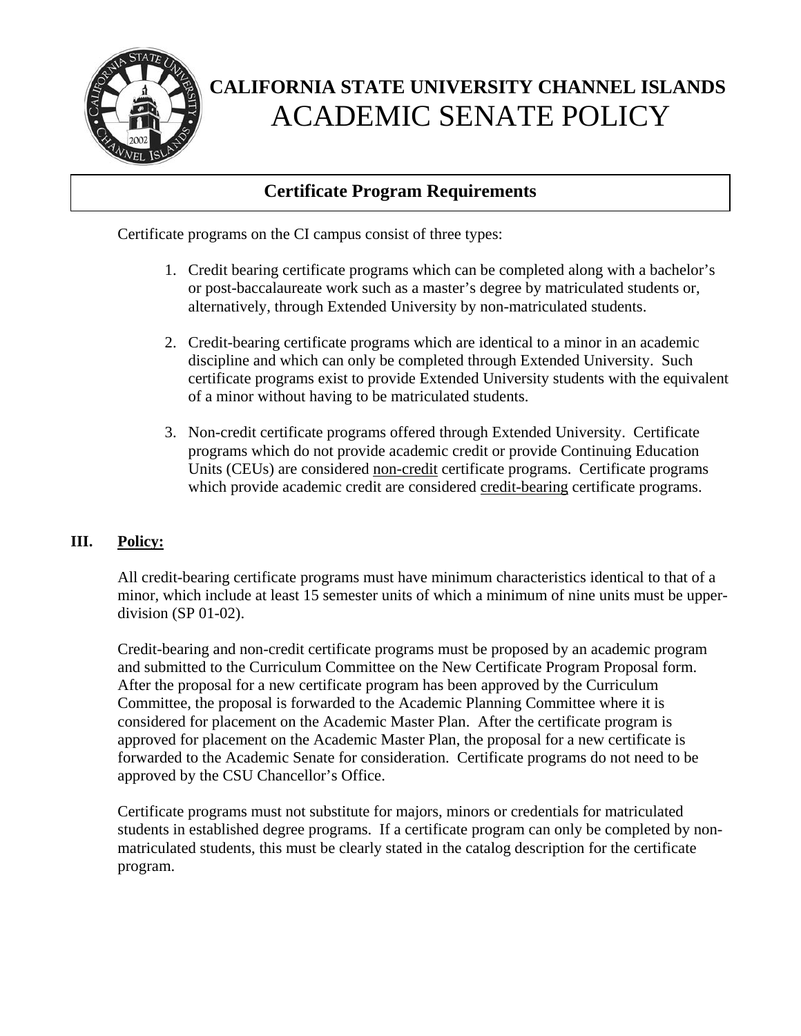# CALIFORNIA STATE UNIVERSITY CHANNEL ISLANDS
# ACADEMIC SENATE POLICY

## Certificate Program Requirements

Certificate programs on the CI campus consist of three types:

1. Credit bearing certificate programs which can be completed along with a bachelor's or post-baccalaureate work such as a master's degree by matriculated students or, alternatively, through Extended University by non-matriculated students.

2. Credit-bearing certificate programs which are identical to a minor in an academic discipline and which can only be completed through Extended University. Such certificate programs exist to provide Extended University students with the equivalent of a minor without having to be matriculated students.

3. Non-credit certificate programs offered through Extended University. Certificate programs which do not provide academic credit or provide Continuing Education Units (CEUs) are considered non-credit certificate programs. Certificate programs which provide academic credit are considered credit-bearing certificate programs.

### III. Policy:

All credit-bearing certificate programs must have minimum characteristics identical to that of a minor, which include at least 15 semester units of which a minimum of nine units must be upper-division (SP 01-02).

Credit-bearing and non-credit certificate programs must be proposed by an academic program and submitted to the Curriculum Committee on the New Certificate Program Proposal form. After the proposal for a new certificate program has been approved by the Curriculum Committee, the proposal is forwarded to the Academic Planning Committee where it is considered for placement on the Academic Master Plan. After the certificate program is approved for placement on the Academic Master Plan, the proposal for a new certificate is forwarded to the Academic Senate for consideration. Certificate programs do not need to be approved by the CSU Chancellor's Office.

Certificate programs must not substitute for majors, minors or credentials for matriculated students in established degree programs. If a certificate program can only be completed by non-matriculated students, this must be clearly stated in the catalog description for the certificate program.